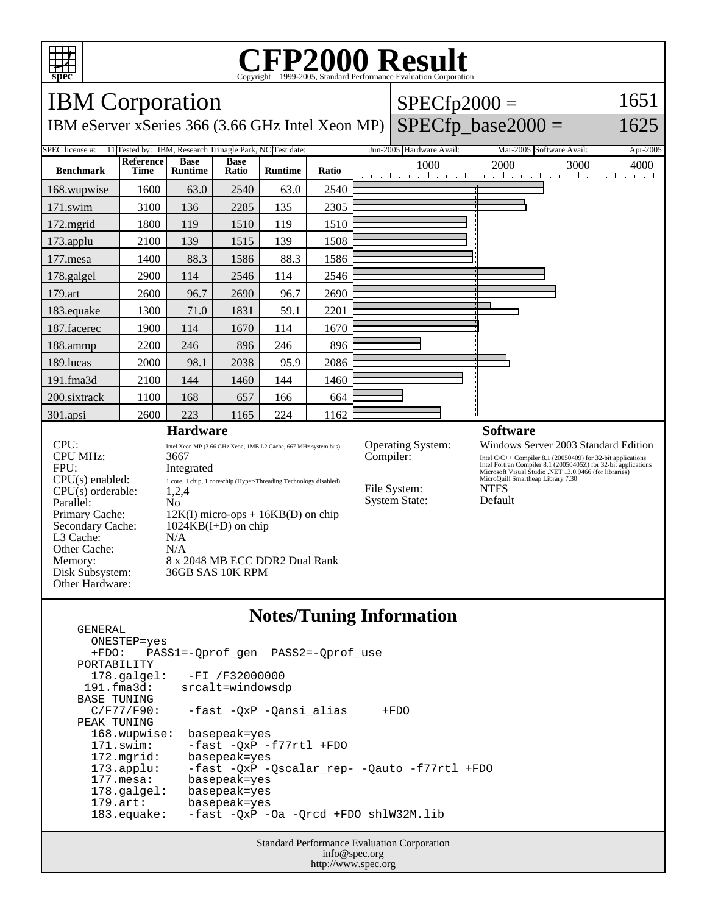# CFP2000 Result

Copyright 1999-2005, Standard Performance Evaluation Corporation

## IBM Corporation

IBM eServer xSeries 366 (3.66 GHz Intel Xeon MP)

SPECfp2000 = 1651

SPECfp_base2000 = 1625

SPEC license #: 11 | Tested by: IBM, Research Trinagle Park, NC | Test date: Jun-2005 | Hardware Avail: Mar-2005 | Software Avail: Apr-2005

| Benchmark | Reference Time | Base Runtime | Base Ratio | Runtime | Ratio |
|---|---|---|---|---|---|
| 168.wupwise | 1600 | 63.0 | 2540 | 63.0 | 2540 |
| 171.swim | 3100 | 136 | 2285 | 135 | 2305 |
| 172.mgrid | 1800 | 119 | 1510 | 119 | 1510 |
| 173.applu | 2100 | 139 | 1515 | 139 | 1508 |
| 177.mesa | 1400 | 88.3 | 1586 | 88.3 | 1586 |
| 178.galgel | 2900 | 114 | 2546 | 114 | 2546 |
| 179.art | 2600 | 96.7 | 2690 | 96.7 | 2690 |
| 183.equake | 1300 | 71.0 | 1831 | 59.1 | 2201 |
| 187.facerec | 1900 | 114 | 1670 | 114 | 1670 |
| 188.ammp | 2200 | 246 | 896 | 246 | 896 |
| 189.lucas | 2000 | 98.1 | 2038 | 95.9 | 2086 |
| 191.fma3d | 2100 | 144 | 1460 | 144 | 1460 |
| 200.sixtrack | 1100 | 168 | 657 | 166 | 664 |
| 301.apsi | 2600 | 223 | 1165 | 224 | 1162 |

### Hardware

- CPU: Intel Xeon MP (3.66 GHz Xeon, 1MB L2 Cache, 667 MHz system bus)
- CPU MHz: 3667
- FPU: Integrated
- CPU(s) enabled: 1 core, 1 chip, 1 core/chip (Hyper-Threading Technology disabled)
- CPU(s) orderable: 1,2,4
- Parallel: No
- Primary Cache: 12K(I) micro-ops + 16KB(D) on chip
- Secondary Cache: 1024KB(I+D) on chip
- L3 Cache: N/A
- Other Cache: N/A
- Memory: 8 x 2048 MB ECC DDR2 Dual Rank
- Disk Subsystem: 36GB SAS 10K RPM
- Other Hardware:

### Software

- Operating System: Windows Server 2003 Standard Edition
- Compiler: Intel C/C++ Compiler 8.1 (20050409) for 32-bit applications; Intel Fortran Compiler 8.1 (20050405Z) for 32-bit applications; Microsoft Visual Studio .NET 13.0.9466 (for libraries); MicroQuill Smartheap Library 7.30
- File System: NTFS
- System State: Default

## Notes/Tuning Information

```
GENERAL
  ONESTEP=yes
  +FDO:   PASS1=-Qprof_gen  PASS2=-Qprof_use
PORTABILITY
  178.galgel:    -FI /F32000000
  191.fma3d:    srcalt=windowsdp
BASE TUNING
  C/F77/F90:    -fast -QxP -Qansi_alias     +FDO
PEAK TUNING
  168.wupwise:  basepeak=yes
  171.swim:     -fast -QxP -f77rtl +FDO
  172.mgrid:    basepeak=yes
  173.applu:    -fast -QxP -Qscalar_rep- -Qauto -f77rtl +FDO
  177.mesa:     basepeak=yes
  178.galgel:   basepeak=yes
  179.art:      basepeak=yes
  183.equake:   -fast -QxP -Oa -Qrcd +FDO shlW32M.lib
```

Standard Performance Evaluation Corporation
info@spec.org
http://www.spec.org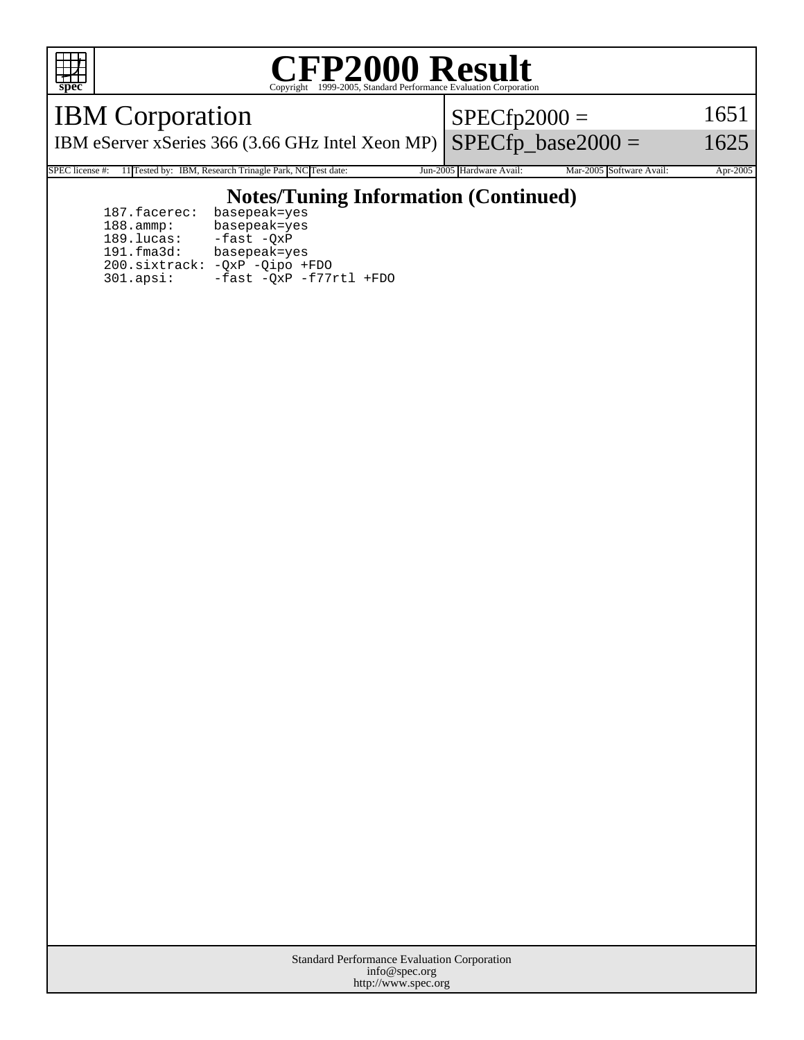# CFP2000 Result

Copyright 1999-2005, Standard Performance Evaluation Corporation

## IBM Corporation

IBM eServer xSeries 366 (3.66 GHz Intel Xeon MP)

SPECfp2000 = 1651

SPECfp_base2000 = 1625

| SPEC license #: | 11 | Tested by: | IBM, Research Trinagle Park, NC | Test date: | Jun-2005 | Hardware Avail: | Mar-2005 | Software Avail: | Apr-2005 |
|---|---|---|---|---|---|---|---|---|---|

### Notes/Tuning Information (Continued)

```
187.facerec:  basepeak=yes
188.ammp:     basepeak=yes
189.lucas:    -fast -QxP
191.fma3d:    basepeak=yes
200.sixtrack: -QxP -Qipo +FDO
301.apsi:     -fast -QxP -f77rtl +FDO
```

Standard Performance Evaluation Corporation
info@spec.org
http://www.spec.org